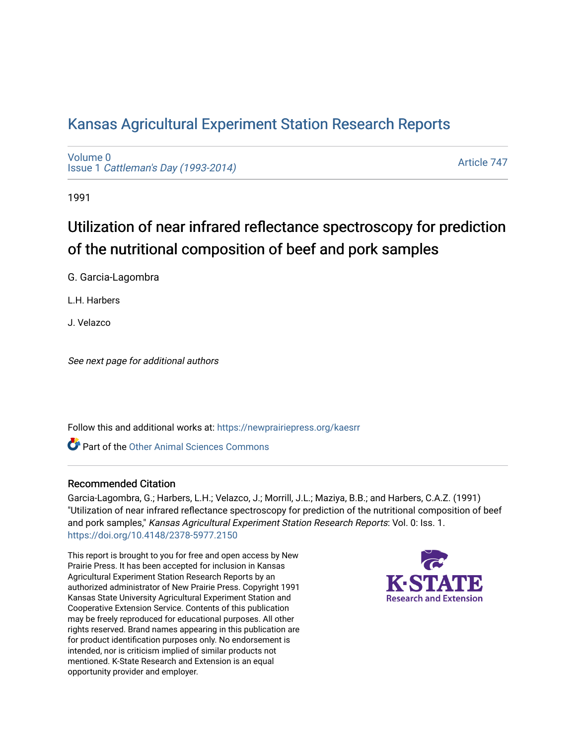# Kansas Agricultural Experiment Station Research Reports

Volume 0
Issue 1 *Cattleman's Day (1993-2014)*

Article 747

1991

## Utilization of near infrared reflectance spectroscopy for prediction of the nutritional composition of beef and pork samples

G. Garcia-Lagombra

L.H. Harbers

J. Velazco

*See next page for additional authors*

Follow this and additional works at: https://newprairiepress.org/kaesrr

Part of the Other Animal Sciences Commons

### Recommended Citation

Garcia-Lagombra, G.; Harbers, L.H.; Velazco, J.; Morrill, J.L.; Maziya, B.B.; and Harbers, C.A.Z. (1991) "Utilization of near infrared reflectance spectroscopy for prediction of the nutritional composition of beef and pork samples," *Kansas Agricultural Experiment Station Research Reports*: Vol. 0: Iss. 1. https://doi.org/10.4148/2378-5977.2150

This report is brought to you for free and open access by New Prairie Press. It has been accepted for inclusion in Kansas Agricultural Experiment Station Research Reports by an authorized administrator of New Prairie Press. Copyright 1991 Kansas State University Agricultural Experiment Station and Cooperative Extension Service. Contents of this publication may be freely reproduced for educational purposes. All other rights reserved. Brand names appearing in this publication are for product identification purposes only. No endorsement is intended, nor is criticism implied of similar products not mentioned. K-State Research and Extension is an equal opportunity provider and employer.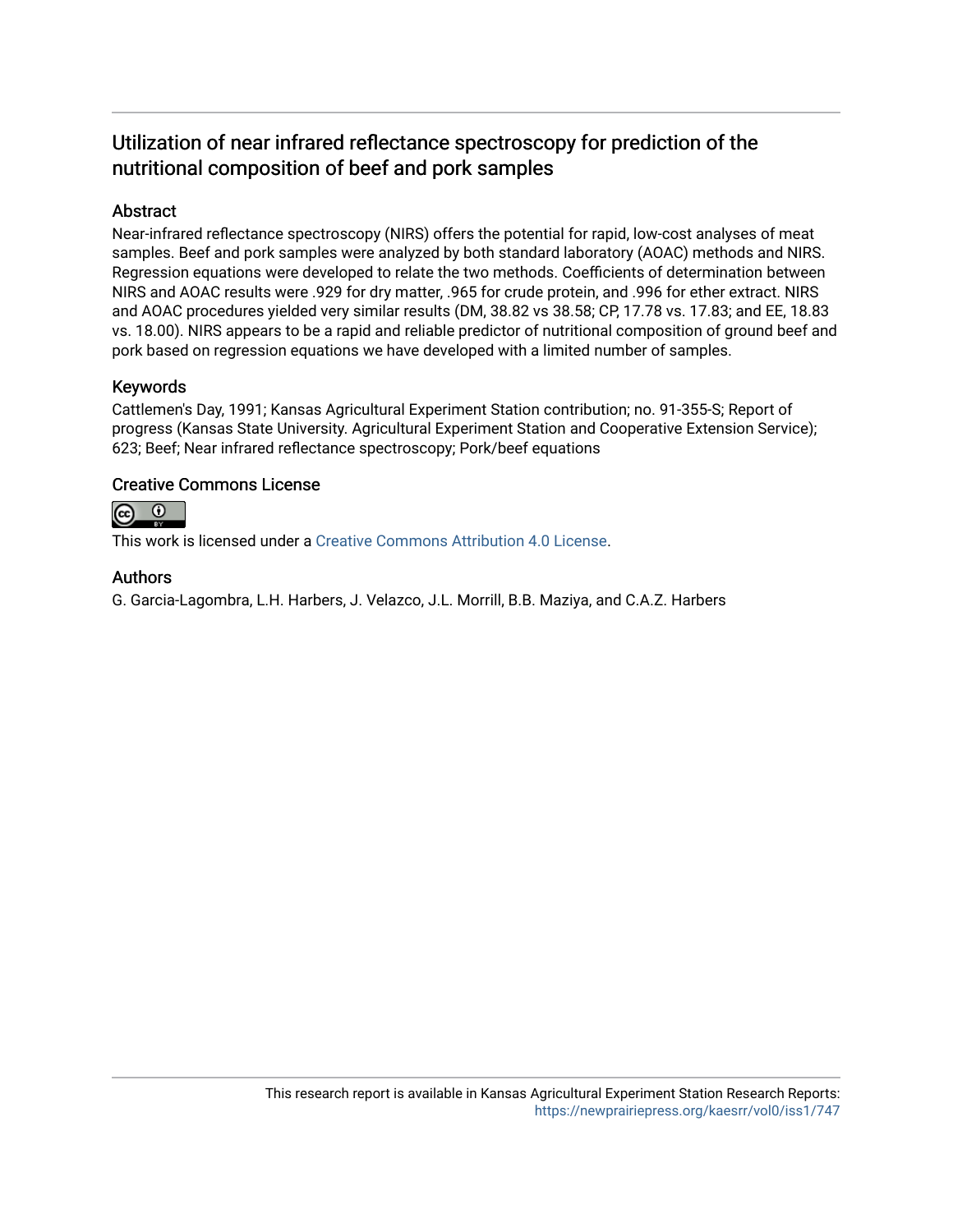# Utilization of near infrared reflectance spectroscopy for prediction of the nutritional composition of beef and pork samples

## Abstract

Near-infrared reflectance spectroscopy (NIRS) offers the potential for rapid, low-cost analyses of meat samples. Beef and pork samples were analyzed by both standard laboratory (AOAC) methods and NIRS. Regression equations were developed to relate the two methods. Coefficients of determination between NIRS and AOAC results were .929 for dry matter, .965 for crude protein, and .996 for ether extract. NIRS and AOAC procedures yielded very similar results (DM, 38.82 vs 38.58; CP, 17.78 vs. 17.83; and EE, 18.83 vs. 18.00). NIRS appears to be a rapid and reliable predictor of nutritional composition of ground beef and pork based on regression equations we have developed with a limited number of samples.

## Keywords

Cattlemen's Day, 1991; Kansas Agricultural Experiment Station contribution; no. 91-355-S; Report of progress (Kansas State University. Agricultural Experiment Station and Cooperative Extension Service); 623; Beef; Near infrared reflectance spectroscopy; Pork/beef equations

## Creative Commons License

This work is licensed under a Creative Commons Attribution 4.0 License.

## Authors

G. Garcia-Lagombra, L.H. Harbers, J. Velazco, J.L. Morrill, B.B. Maziya, and C.A.Z. Harbers

This research report is available in Kansas Agricultural Experiment Station Research Reports: https://newprairiepress.org/kaesrr/vol0/iss1/747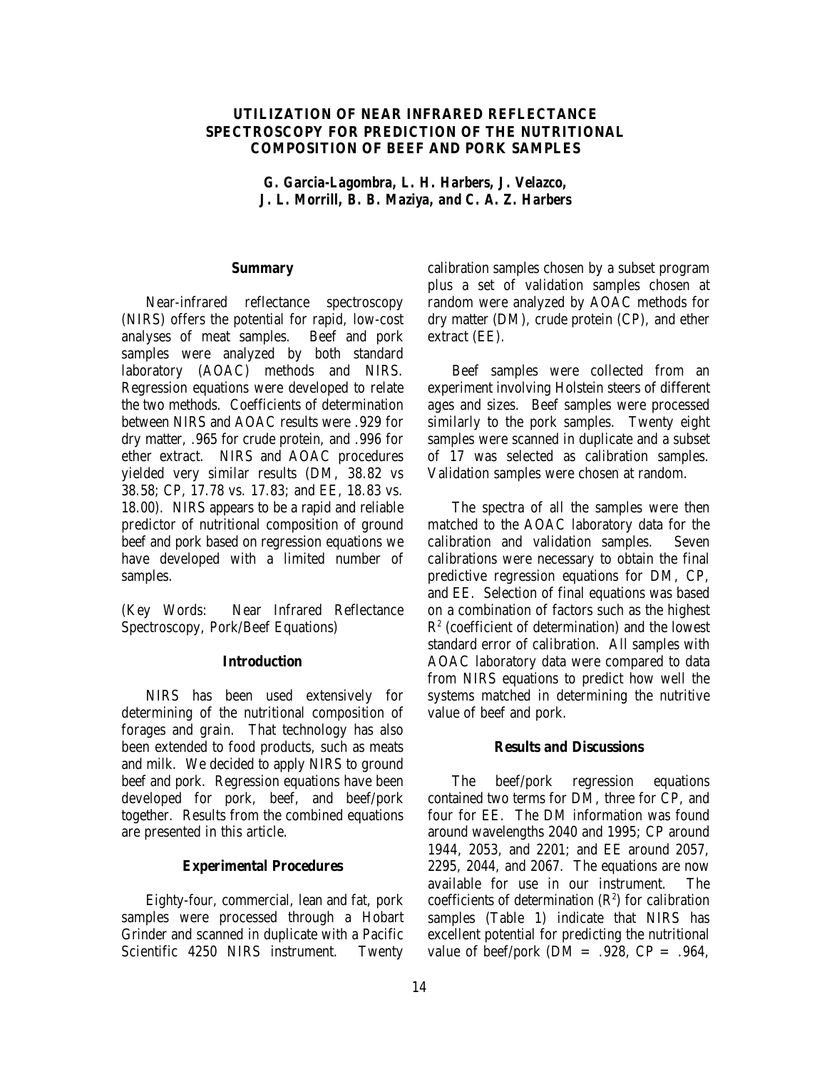# UTILIZATION OF NEAR INFRARED REFLECTANCE SPECTROSCOPY FOR PREDICTION OF THE NUTRITIONAL COMPOSITION OF BEEF AND PORK SAMPLES

***G. Garcia-Lagombra, L. H. Harbers, J. Velazco, J. L. Morrill, B. B. Maziya, and C. A. Z. Harbers***

## Summary

Near-infrared reflectance spectroscopy (NIRS) offers the potential for rapid, low-cost analyses of meat samples. Beef and pork samples were analyzed by both standard laboratory (AOAC) methods and NIRS. Regression equations were developed to relate the two methods. Coefficients of determination between NIRS and AOAC results were .929 for dry matter, .965 for crude protein, and .996 for ether extract. NIRS and AOAC procedures yielded very similar results (DM, 38.82 vs 38.58; CP, 17.78 vs. 17.83; and EE, 18.83 vs. 18.00). NIRS appears to be a rapid and reliable predictor of nutritional composition of ground beef and pork based on regression equations we have developed with a limited number of samples.

(Key Words: Near Infrared Reflectance Spectroscopy, Pork/Beef Equations)

## Introduction

NIRS has been used extensively for determining of the nutritional composition of forages and grain. That technology has also been extended to food products, such as meats and milk. We decided to apply NIRS to ground beef and pork. Regression equations have been developed for pork, beef, and beef/pork together. Results from the combined equations are presented in this article.

## Experimental Procedures

Eighty-four, commercial, lean and fat, pork samples were processed through a Hobart Grinder and scanned in duplicate with a Pacific Scientific 4250 NIRS instrument. Twenty calibration samples chosen by a subset program plus a set of validation samples chosen at random were analyzed by AOAC methods for dry matter (DM), crude protein (CP), and ether extract (EE).

Beef samples were collected from an experiment involving Holstein steers of different ages and sizes. Beef samples were processed similarly to the pork samples. Twenty eight samples were scanned in duplicate and a subset of 17 was selected as calibration samples. Validation samples were chosen at random.

The spectra of all the samples were then matched to the AOAC laboratory data for the calibration and validation samples. Seven calibrations were necessary to obtain the final predictive regression equations for DM, CP, and EE. Selection of final equations was based on a combination of factors such as the highest $R^2$ (coefficient of determination) and the lowest standard error of calibration. All samples with AOAC laboratory data were compared to data from NIRS equations to predict how well the systems matched in determining the nutritive value of beef and pork.

## Results and Discussions

The beef/pork regression equations contained two terms for DM, three for CP, and four for EE. The DM information was found around wavelengths 2040 and 1995; CP around 1944, 2053, and 2201; and EE around 2057, 2295, 2044, and 2067. The equations are now available for use in our instrument. The coefficients of determination ($R^2$) for calibration samples (Table 1) indicate that NIRS has excellent potential for predicting the nutritional value of beef/pork (DM = .928, CP = .964,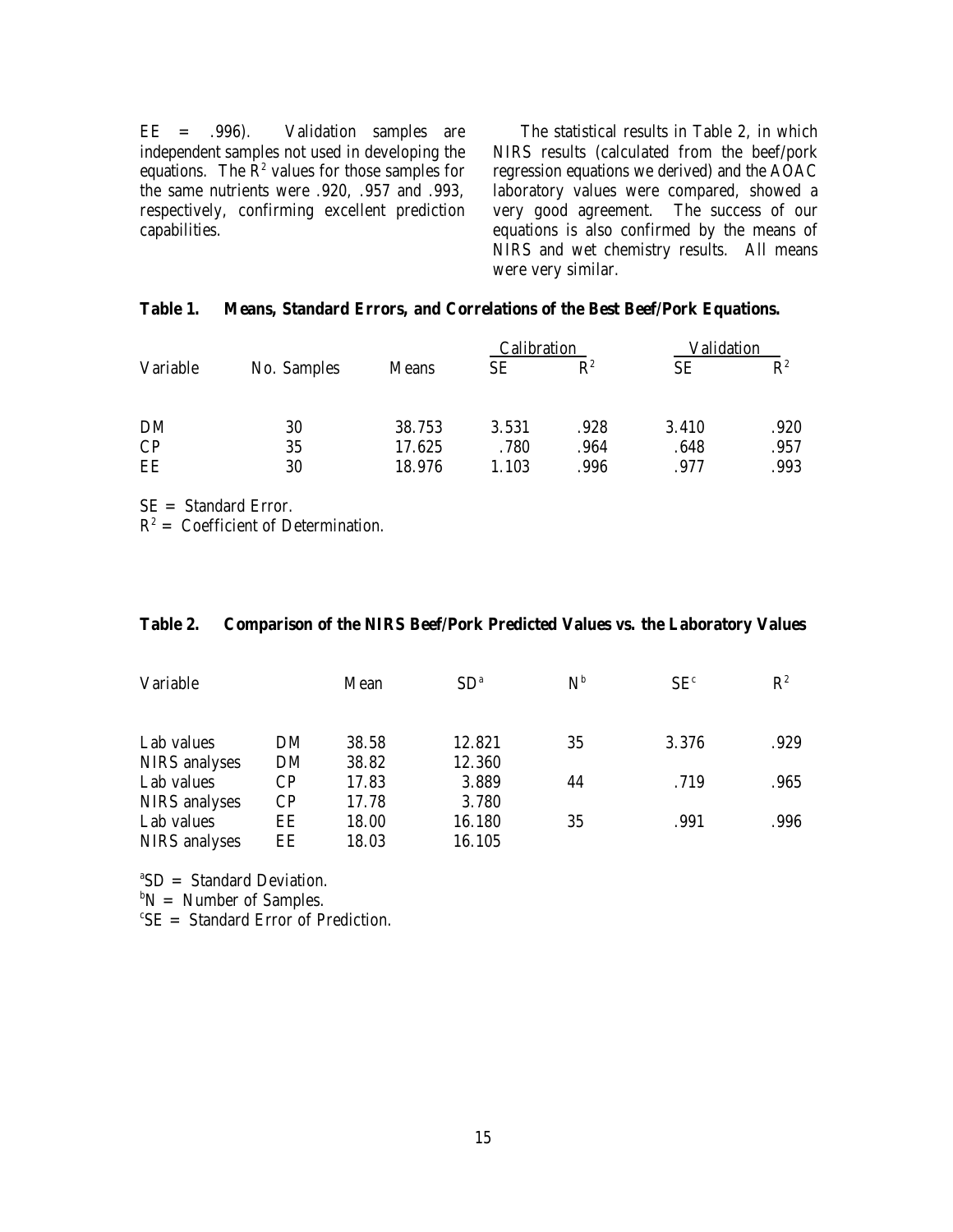EE = .996). Validation samples are independent samples not used in developing the equations. The $R^2$ values for those samples for the same nutrients were .920, .957 and .993, respectively, confirming excellent prediction capabilities.

The statistical results in Table 2, in which NIRS results (calculated from the beef/pork regression equations we derived) and the AOAC laboratory values were compared, showed a very good agreement. The success of our equations is also confirmed by the means of NIRS and wet chemistry results. All means were very similar.

**Table 1. Means, Standard Errors, and Correlations of the Best Beef/Pork Equations.**

| | | | Calibration | | Validation | |
|---|---|---|---|---|---|---|
| Variable | No. Samples | Means | SE | $R^2$ | SE | $R^2$ |
| DM | 30 | 38.753 | 3.531 | .928 | 3.410 | .920 |
| CP | 35 | 17.625 | .780 | .964 | .648 | .957 |
| EE | 30 | 18.976 | 1.103 | .996 | .977 | .993 |

SE = Standard Error.
$R^2$ = Coefficient of Determination.

**Table 2. Comparison of the NIRS Beef/Pork Predicted Values vs. the Laboratory Values**

| Variable | | Mean | SD[a] | N[b] | SE[c] | $R^2$ |
|---|---|---|---|---|---|---|
| Lab values | DM | 38.58 | 12.821 | 35 | 3.376 | .929 |
| NIRS analyses | DM | 38.82 | 12.360 | | | |
| Lab values | CP | 17.83 | 3.889 | 44 | .719 | .965 |
| NIRS analyses | CP | 17.78 | 3.780 | | | |
| Lab values | EE | 18.00 | 16.180 | 35 | .991 | .996 |
| NIRS analyses | EE | 18.03 | 16.105 | | | |

[a]SD = Standard Deviation.
[b]N = Number of Samples.
[c]SE = Standard Error of Prediction.